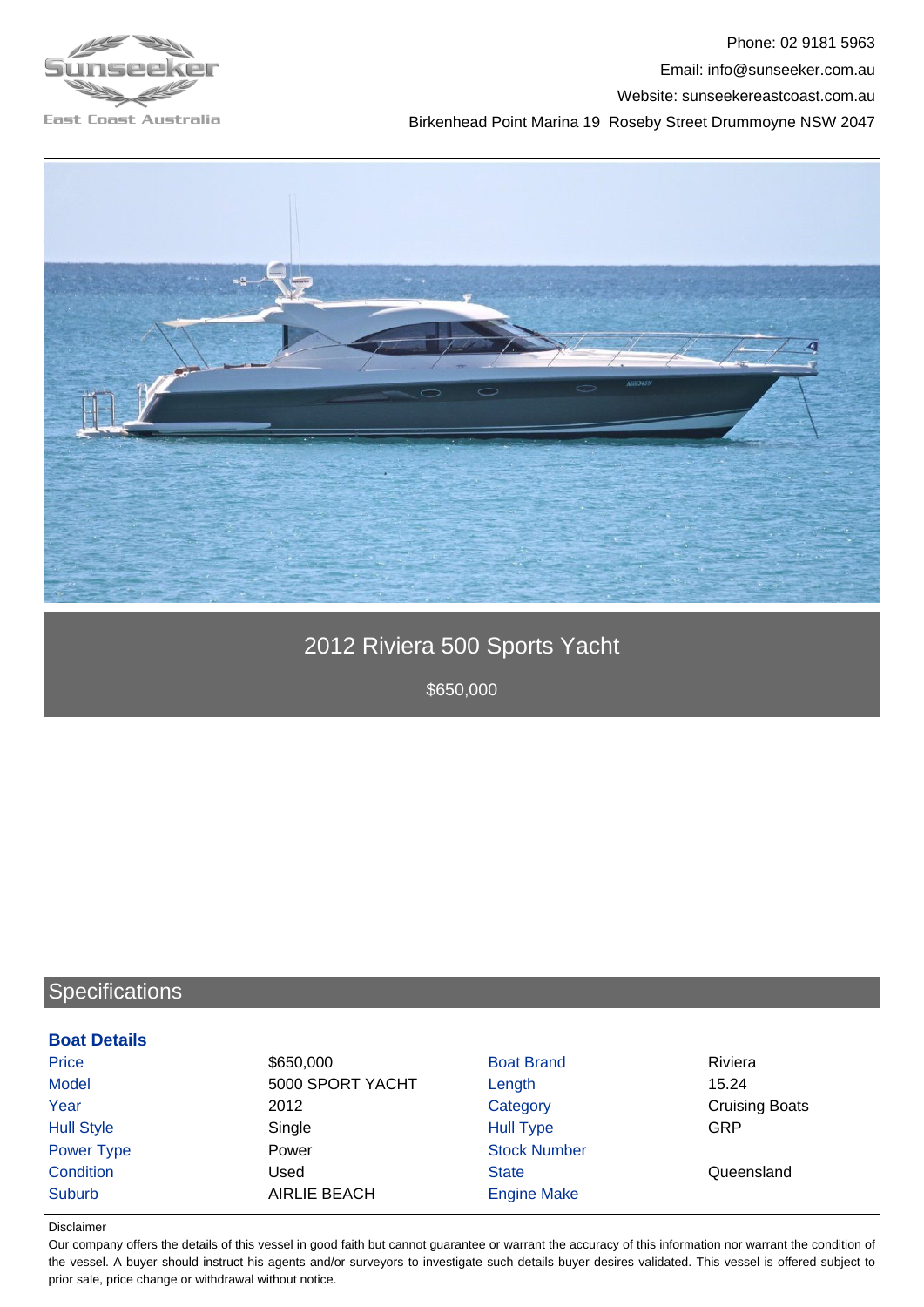Phone: 02 9181 5963

Email: info@sunseeker.com.au

Website: sunseekereastcoast.com.au

Birkenhead Point Marina 19 Roseby Street Drummoyne NSW 2047

# 2012 Riviera 500 Sports Yacht

$650,000

## Specifications

### Boat Details

| | | | |
|---|---|---|---|
| Price | $650,000 | Boat Brand | Riviera |
| Model | 5000 SPORT YACHT | Length | 15.24 |
| Year | 2012 | Category | Cruising Boats |
| Hull Style | Single | Hull Type | GRP |
| Power Type | Power | Stock Number | |
| Condition | Used | State | Queensland |
| Suburb | AIRLIE BEACH | Engine Make | |

Disclaimer

Our company offers the details of this vessel in good faith but cannot guarantee or warrant the accuracy of this information nor warrant the condition of the vessel. A buyer should instruct his agents and/or surveyors to investigate such details buyer desires validated. This vessel is offered subject to prior sale, price change or withdrawal without notice.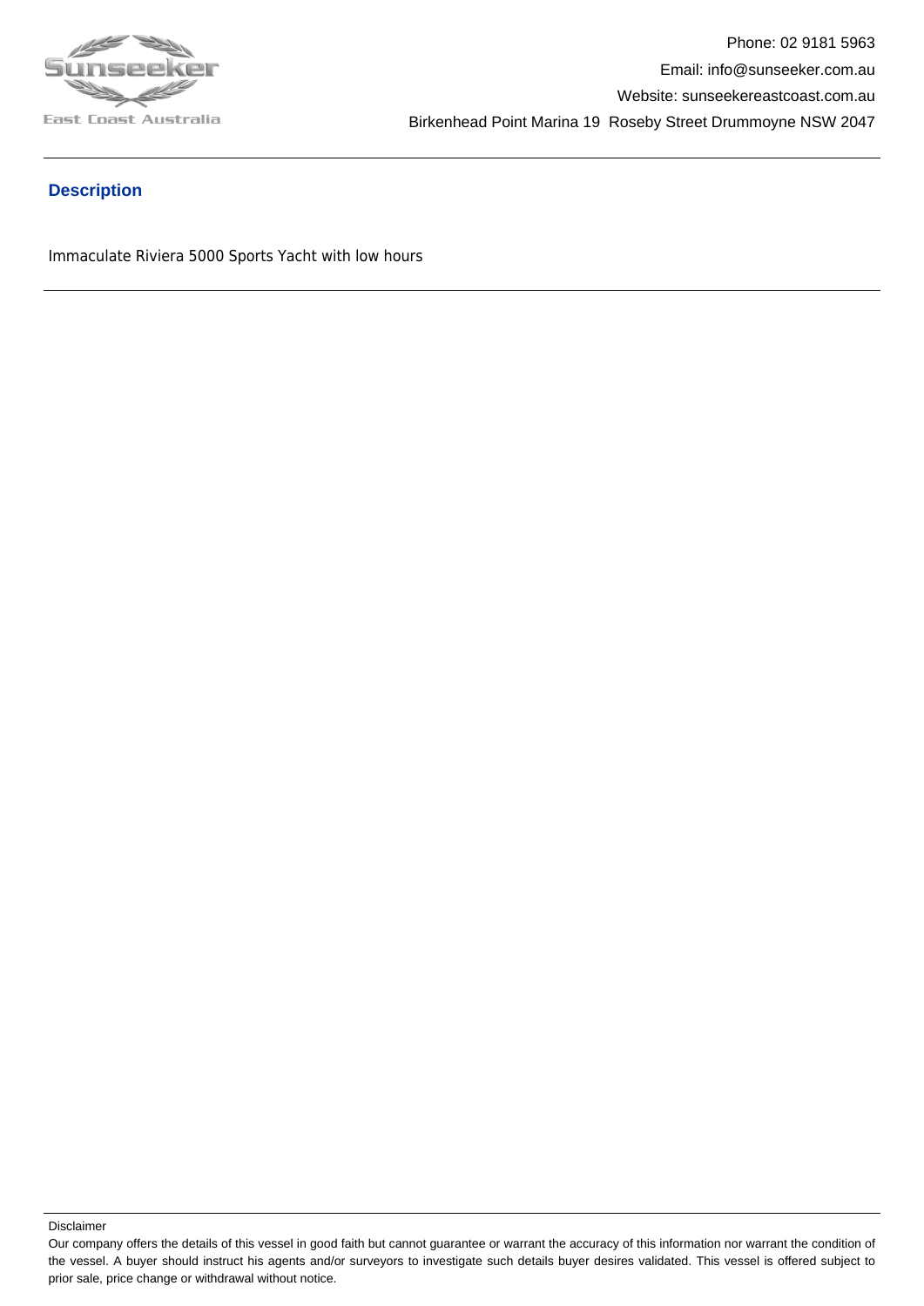Phone: 02 9181 5963

Email: info@sunseeker.com.au

Website: sunseekereastcoast.com.au

Birkenhead Point Marina 19 Roseby Street Drummoyne NSW 2047

## Description

Immaculate Riviera 5000 Sports Yacht with low hours

Disclaimer

Our company offers the details of this vessel in good faith but cannot guarantee or warrant the accuracy of this information nor warrant the condition of the vessel. A buyer should instruct his agents and/or surveyors to investigate such details buyer desires validated. This vessel is offered subject to prior sale, price change or withdrawal without notice.